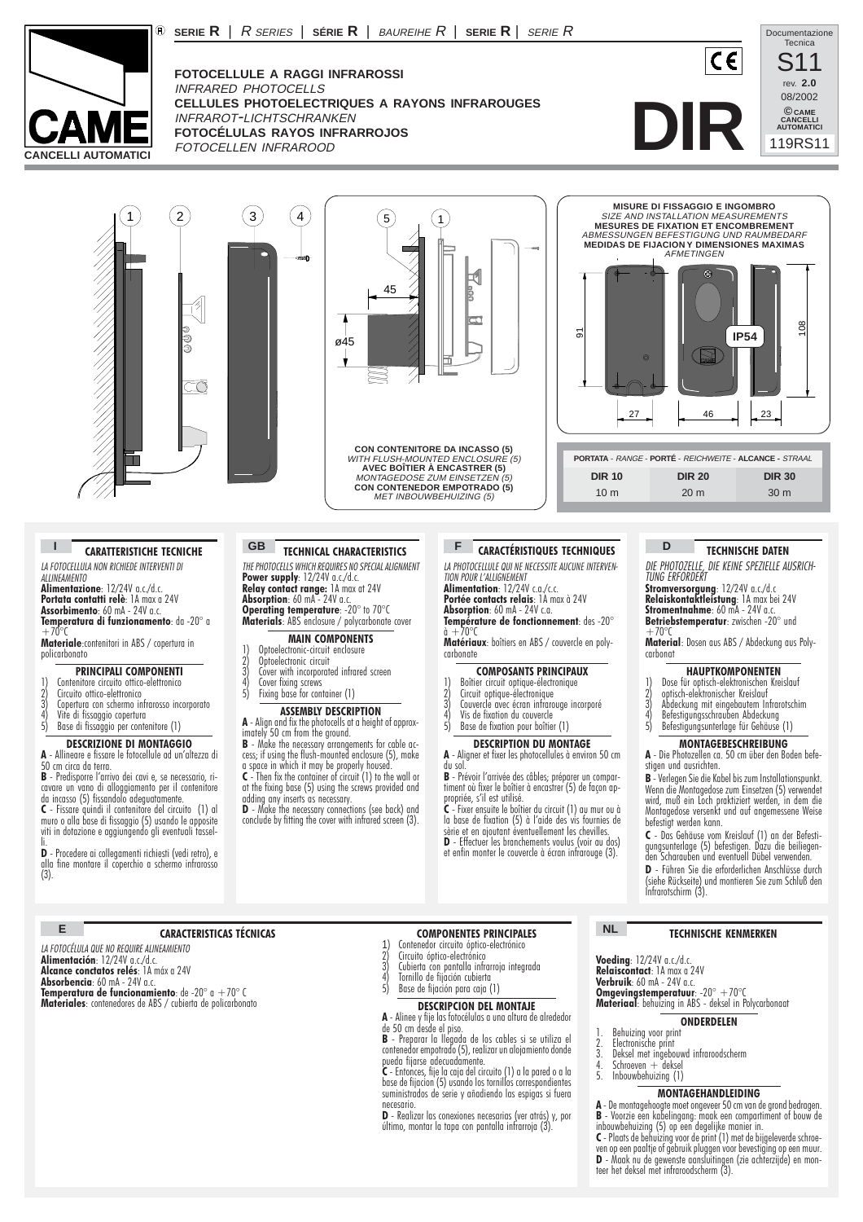SERIE **R** | *R SERIES* | SÉRIE **R** | *BAUREIHE R* | SERIE **R** | *SERIE R*

Documentazione Tecnica S11 rev. 2.0 08/2002 © CAME CANCELLI AUTOMATICI 119RS11

CAME CANCELLI AUTOMATICI

# DIR

**FOTOCELLULE A RAGGI INFRAROSSI**
*INFRARED PHOTOCELLS*
**CELLULES PHOTOELECTRIQUES A RAYONS INFRAROUGES**
*INFRAROT-LICHTSCHRANKEN*
**FOTOCÉLULAS RAYOS INFRARROJOS**
*FOTOCELLEN INFRAROOD*

**CON CONTENITORE DA INCASSO (5)**
*WITH FLUSH-MOUNTED ENCLOSURE (5)*
**AVEC BOÎTIER À ENCASTRER (5)**
*MONTAGEDOSE ZUM EINSETZEN (5)*
**CON CONTENEDOR EMPOTRADO (5)**
*MET INBOUWBEHUIZING (5)*

**MISURE DI FISSAGGIO E INGOMBRO**
*SIZE AND INSTALLATION MEASUREMENTS*
**MESURES DE FIXATION ET ENCOMBREMENT**
*ABMESSUNGEN BEFESTIGUNG UND RAUMBEDARF*
**MEDIDAS DE FIJACION Y DIMENSIONES MAXIMAS**
*AFMETINGEN*

| PORTATA - *RANGE* - PORTÉ - *REICHWEITE* - ALCANCE - *STRAAL* | | |
|---|---|---|
| DIR 10 | DIR 20 | DIR 30 |
| 10 m | 20 m | 30 m |

## I — CARATTERISTICHE TECNICHE

*LA FOTOCELLULA NON RICHIEDE INTERVENTI DI ALLINEAMENTO*
**Alimentazione**: 12/24V a.c./d.c.
**Portata contatti relè**: 1A max a 24V
**Assorbimento**: 60 mA - 24V a.c.
**Temperatura di funzionamento**: da -20° a +70°C
**Materiale**:contenitori in ABS / copertura in policarbonato

### PRINCIPALI COMPONENTI

1) Contenitore circuito ottico-elettronico
2) Circuito ottico-elettronico
3) Copertura con schermo infrarosso incorporato
4) Vite di fissaggio copertura
5) Base di fissaggio per contenitore (1)

### DESCRIZIONE DI MONTAGGIO

**A** - Allineare e fissare le fotocellule ad un'altezza di 50 cm circa da terra.
**B** - Predisporre l'arrivo dei cavi e, se necessario, ricavare un vano di alloggiamento per il contenitore da incasso (5) fissandolo adeguatamente.
**C** - Fissare quindi il contenitore del circuito (1) al muro o alla base di fissaggio (5) usando le apposite viti in dotazione e aggiungendo gli eventuali tasselli.
**D** - Procedere ai collegamenti richiesti (vedi retro), e alla fine montare il coperchio a schermo infrarosso (3).

## GB — TECHNICAL CHARACTERISTICS

*THE PHOTOCELLS WHICH REQUIRES NO SPECIAL ALIGNMENT*
**Power supply**: 12/24V a.c./d.c.
**Relay contact range:** 1A max at 24V
**Absorption**: 60 mA - 24V a.c.
**Operating temperature**: -20° to 70°C
**Materials**: ABS enclosure / polycarbonate cover

### MAIN COMPONENTS

1) Optoelectronic-circuit enclosure
2) Optoelectronic circuit
3) Cover with incorporated infrared screen
4) Cover fixing screws
5) Fixing base for container (1)

### ASSEMBLY DESCRIPTION

**A** - Align and fix the photocells at a height of approximately 50 cm from the ground.
**B** - Make the necessary arrangements for cable access; if using the flush-mounted enclosure (5), make a space in which it may be properly housed.
**C** - Then fix the container of circuit (1) to the wall or at the fixing base (5) using the screws provided and adding any inserts as necessary.
**D** - Make the necessary connections (see back) and conclude by fitting the cover with infrared screen (3).

## F — CARACTÉRISTIQUES TECHNIQUES

*LA PHOTOCELLULE QUI NE NECESSITE AUCUNE INTERVENTION POUR L'ALLIGNEMENT*
**Alimentation**: 12/24V c.a./c.c.
**Portée contacts relais**: 1A max à 24V
**Absorption**: 60 mA - 24V c.a.
**Température de fonctionnement**: des -20° à +70°C
**Matériaux**: boîtiers en ABS / couvercle en polycarbonate

### COMPOSANTS PRINCIPAUX

1) Boîtier circuit optique-électronique
2) Circuit optique-électronique
3) Couvercle avec écran infrarouge incorporé
4) Vis de fixation du couvercle
5) Base de fixation pour boîtier (1)

### DESCRIPTION DU MONTAGE

**A** - Aligner et fixer les photocellules à environ 50 cm du sol.
**B** - Prévoir l'arrivée des câbles; préparer un compartiment où fixer le boîtier à encastrer (5) de façon appropriée, s'il est utilisé.
**C** - Fixer ensuite le boîtier du circuit (1) au mur ou à la base de fixation (5) à l'aide des vis fournies de série et en ajoutant éventuellement les chevilles.
**D** - Effectuer les branchements voulus (voir au dos) et enfin monter le couvercle à écran infrarouge (3).

## D — TECHNISCHE DATEN

*DIE PHOTOZELLE, DIE KEINE SPEZIELLE AUSRICHTUNG ERFORDERT*
**Stromversorgung**: 12/24V a.c./d.c
**Relaiskontaktleistung**: 1A max bei 24V
**Stromentnahme**: 60 mA - 24V a.c.
**Betriebstemperatur**: zwischen -20° und +70°C
**Material**: Dosen aus ABS / Abdeckung aus Polycarbonat

### HAUPTKOMPONENTEN

1) Dose für optisch-elektronischen Kreislauf
2) optisch-elektronischer Kreislauf
3) Abdeckung mit eingebautem Infrarotschim
4) Befestigungsschrauben Abdeckung
5) Befestigungsunterlage für Gehäuse (1)

### MONTAGEBESCHREIBUNG

**A** - Die Photozellen ca. 50 cm über den Boden befestigen und ausrichten.
**B** - Verlegen Sie die Kabel bis zum Installationspunkt. Wenn die Montagedose zum Einsetzen (5) verwendet wird, muß ein Loch praktiziert werden, in dem die Montagedose versenkt und auf angemessene Weise befestigt werden kann.
**C** - Das Gehäuse vom Kreislauf (1) an der Befestigungsunterlage (5) befestigen. Dazu die beiliegenden Scharauben und eventuell Dübel verwenden.
**D** - Führen Sie die erforderlichen Anschlüsse durch (siehe Rückseite) und montieren Sie zum Schluß den Infrarotschirm (3).

## E — CARACTERISTICAS TÉCNICAS

*LA FOTOCÉLULA QUE NO REQUIRE ALINEAMIENTO*
**Alimentación**: 12/24V a.c./d.c.
**Alcance contactos relés**: 1A máx a 24V
**Absorbencia**: 60 mA - 24V a.c.
**Temperatura de funcionamiento**: de -20° a +70° C
**Materiales**: contenedores de ABS / cubierta de policarbonato

### COMPONENTES PRINCIPALES

1) Contenedor circuito óptico-electrónico
2) Circuito óptico-electrónico
3) Cubierta con pantalla infrarroja integrada
4) Tornillo de fijación cubierta
5) Base de fijación para caja (1)

### DESCRIPCION DEL MONTAJE

**A** - Alinee y fije las fotocélulas a una altura de alrededor de 50 cm desde el piso.
**B** - Preparar la llegada de los cables si se utiliza el contenedor empotrado (5), realizar un alojamiento donde pueda fijarse adecuadamente.
**C** - Entonces, fije la caja del circuito (1) a la pared o a la base de fijacion (5) usando los tornillos correspondientes suministrados de serie y añadiendo las espigas si fuera necesario.
**D** - Realizar las conexiones necesarias (ver atrás) y, por último, montar la tapa con pantalla infrarroja (3).

## NL — TECHNISCHE KENMERKEN

**Voeding**: 12/24V a.c./d.c.
**Relaiscontact**: 1A max a 24V
**Verbruik**: 60 mA - 24V a.c.
**Omgevingstemperatuur**: -20° +70°C
**Materiaal**: behuizing in ABS - deksel in Polycarbonaat

### ONDERDELEN

1. Behuizing voor print
2. Electronische print
3. Deksel met ingebouwd infraroodscherm
4. Schroeven + deksel
5. Inbouwbehuizing (1)

### MONTAGEHANDLEIDING

**A** - De montagehoogte moet ongeveer 50 cm van de grond bedragen.
**B** - Voorzie een kabelingang: maak een compartiment of bouw de inbouwbehuizing (5) op een degelijke manier in.
**C** - Plaats de behuizing voor de print (1) met de bijgeleverde schroeven op een paaltje of gebruik pluggen voor bevestiging op een muur.
**D** - Maak nu de gewenste aansluitingen (zie achterzijde) en monteer het deksel met infraroodscherm (3).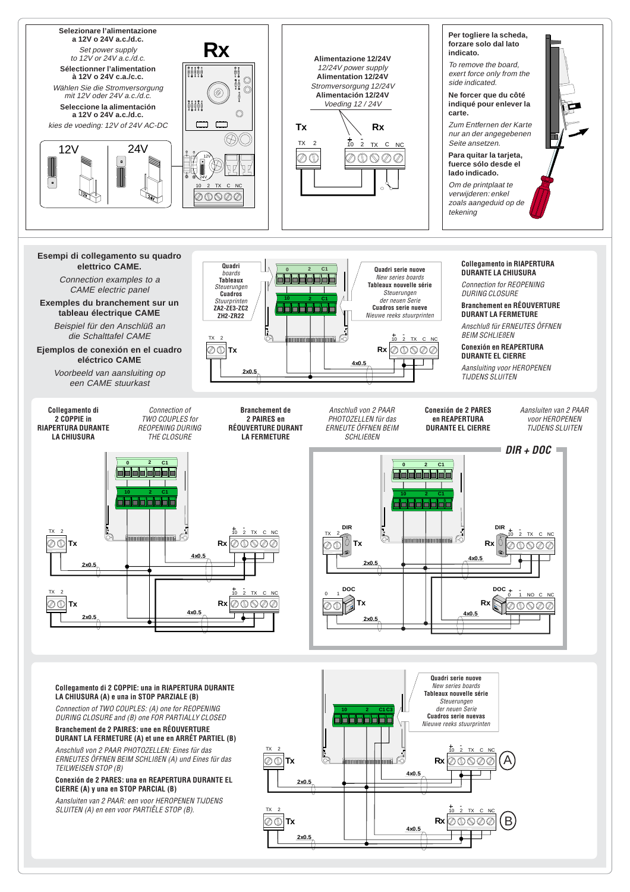**Selezionare l'alimentazione a 12V o 24V a.c./d.c.**

*Set power supply to 12V or 24V a.c./d.c.*

**Sélectionner l'alimentation à 12V o 24V c.a./c.c.**

*Wählen Sie die Stromversorgung mit 12V oder 24V a.c./d.c.*

**Seleccione la alimentación a 12V o 24V a.c./d.c.**

*kies de voeding: 12V of 24V AC-DC*

Rx

12V

24V

**Alimentazione 12/24V**

*12/24V power supply*

**Alimentation 12/24V**

*Stromversorgung 12/24V*

**Alimentación 12/24V**

*Voeding 12 / 24V*

Tx

Rx

TX 2

10 2 TX C NC

**Per togliere la scheda, forzare solo dal lato indicato.**

*To remove the board, exert force only from the side indicated.*

**Ne forcer que du côté indiqué pour enlever la carte.**

*Zum Entfernen der Karte nur an der angegebenen Seite ansetzen.*

**Para quitar la tarjeta, fuerce sólo desde el lado indicado.**

*Om de printplaat te verwijderen: enkel zoals aangeduid op de tekening*

**Esempi di collegamento su quadro elettrico CAME.**

*Connection examples to a CAME electric panel*

**Exemples du branchement sur un tableau électrique CAME**

*Beispiel für den Anschlüß an die Schalttafel CAME*

**Ejemplos de conexión en el cuadro eléctrico CAME**

*Voorbeeld van aansluiting op een CAME stuurkast*

**Quadri** *boards* **Tableaux** *Steuerungen* **Cuadros** *Stuurprinten* **ZA2-ZE3-ZC2 ZH2-ZR22**

**Quadri serie nuove** *New series boards* **Tableaux nouvelle série** *Steuerungen der neuen Serie* **Cuadros serie nueve** *Nieuwe reeks stuurprinten*

2x0.5 4x0.5

**Collegamento in RIAPERTURA DURANTE LA CHIUSURA**

*Connection for REOPENING DURING CLOSURE*

**Branchement en RÉOUVERTURE DURANT LA FERMETURE**

*Anschluß für ERNEUTES ÖFFNEN BEIM SCHLIEßEN*

**Conexión en REAPERTURA DURANTE EL CIERRE**

*Aansluiting voor HEROPENEN TIJDENS SLUITEN*

**Collegamento di 2 COPPIE in RIAPERTURA DURANTE LA CHIUSURA**

*Connection of TWO COUPLES for REOPENING DURING THE CLOSURE*

**Branchement de 2 PAIRES en RÉOUVERTURE DURANT LA FERMETURE**

*Anschluß von 2 PAAR PHOTOZELLEN für das ERNEUTE ÖFFNEN BEIM SCHLIEßEN*

**Conexión de 2 PARES en REAPERTURA DURANTE EL CIERRE**

*Aansluiten van 2 PAAR voor HEROPENEN TIJDENS SLUITEN*

**DIR + DOC**

DIR

DOC

0 1 NO C NC

**Collegamento di 2 COPPIE: una in RIAPERTURA DURANTE LA CHIUSURA (A) e una in STOP PARZIALE (B)**

*Connection of TWO COUPLES: (A) one for REOPENING DURING CLOSURE and (B) one FOR PARTIALLY CLOSED*

**Branchement de 2 PAIRES: une en RÉOUVERTURE DURANT LA FERMETURE (A) et une en ARRÊT PARTIEL (B)**

*Anschluß von 2 PAAR PHOTOZELLEN: Eines für das ERNEUTES ÖFFNEN BEIM SCHLIEßEN (A) und Eines für das TEILWEISEN STOP (B)*

**Conexión de 2 PARES: una en REAPERTURA DURANTE EL CIERRE (A) y una en STOP PARCIAL (B)**

*Aansluiten van 2 PAAR: een voor HEROPENEN TIJDENS SLUITEN (A) en een voor PARTIËLE STOP (B).*

**Quadri serie nuove** *New series boards* **Tableaux nouvelle série** *Steuerungen der neuen Serie* **Cuadros serie nuevas** *Nieuwe reeks stuurprinten*

A

B